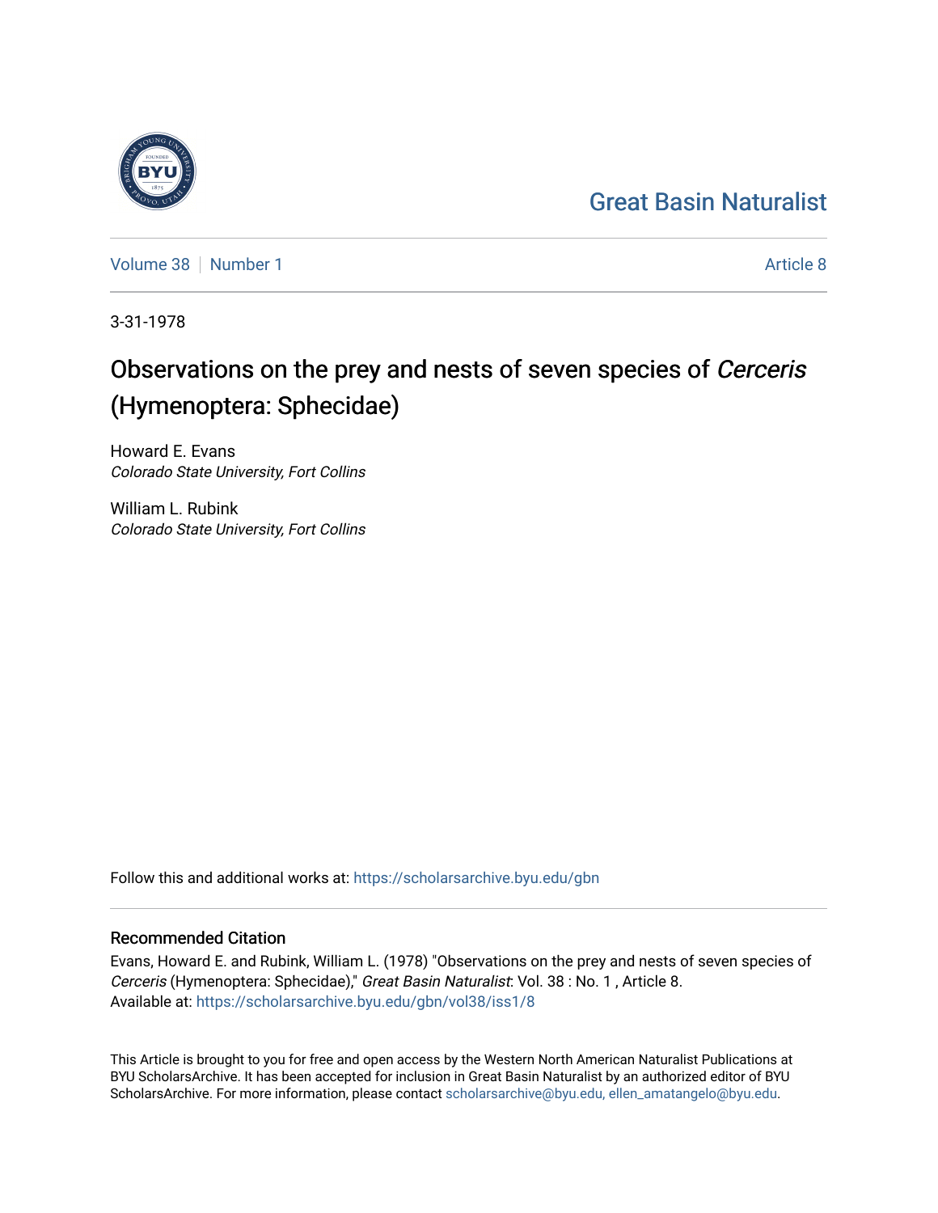Great Basin Naturalist

Volume 38 | Number 1 Article 8

3-31-1978

# Observations on the prey and nests of seven species of *Cerceris* (Hymenoptera: Sphecidae)

Howard E. Evans
*Colorado State University, Fort Collins*

William L. Rubink
*Colorado State University, Fort Collins*

Follow this and additional works at: https://scholarsarchive.byu.edu/gbn

## Recommended Citation

Evans, Howard E. and Rubink, William L. (1978) "Observations on the prey and nests of seven species of *Cerceris* (Hymenoptera: Sphecidae)," *Great Basin Naturalist*: Vol. 38 : No. 1 , Article 8.
Available at: https://scholarsarchive.byu.edu/gbn/vol38/iss1/8

This Article is brought to you for free and open access by the Western North American Naturalist Publications at BYU ScholarsArchive. It has been accepted for inclusion in Great Basin Naturalist by an authorized editor of BYU ScholarsArchive. For more information, please contact scholarsarchive@byu.edu, ellen_amatangelo@byu.edu.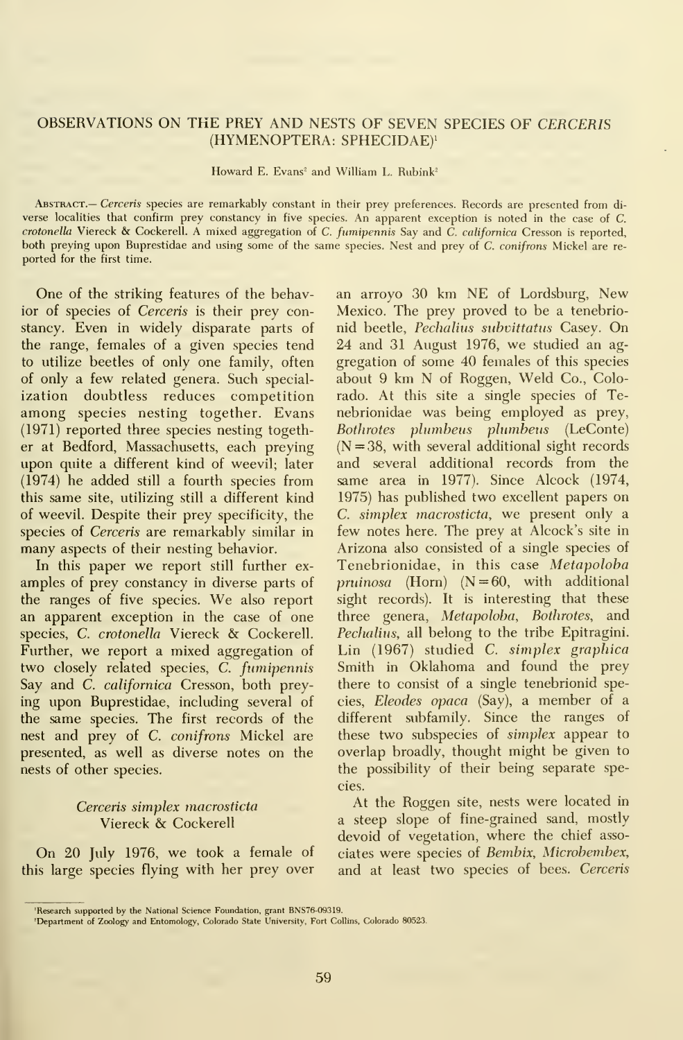# OBSERVATIONS ON THE PREY AND NESTS OF SEVEN SPECIES OF *CERCERIS* (HYMENOPTERA: SPHECIDAE)[1]

Howard E. Evans[2] and William L. Rubink[2]

Abstract.— *Cerceris* species are remarkably constant in their prey preferences. Records are presented from diverse localities that confirm prey constancy in five species. An apparent exception is noted in the case of *C. crotonella* Viereck & Cockerell. A mixed aggregation of *C. fumipennis* Say and *C. californica* Cresson is reported, both preying upon Buprestidae and using some of the same species. Nest and prey of *C. conifrons* Mickel are reported for the first time.

One of the striking features of the behavior of species of *Cerceris* is their prey constancy. Even in widely disparate parts of the range, females of a given species tend to utilize beetles of only one family, often of only a few related genera. Such specialization doubtless reduces competition among species nesting together. Evans (1971) reported three species nesting together at Bedford, Massachusetts, each preying upon quite a different kind of weevil; later (1974) he added still a fourth species from this same site, utilizing still a different kind of weevil. Despite their prey specificity, the species of *Cerceris* are remarkably similar in many aspects of their nesting behavior.

In this paper we report still further examples of prey constancy in diverse parts of the ranges of five species. We also report an apparent exception in the case of one species, *C. crotonella* Viereck & Cockerell. Further, we report a mixed aggregation of two closely related species, *C. fumipennis* Say and *C. californica* Cresson, both preying upon Buprestidae, including several of the same species. The first records of the nest and prey of *C. conifrons* Mickel are presented, as well as diverse notes on the nests of other species.

### *Cerceris simplex macrosticta* Viereck & Cockerell

On 20 July 1976, we took a female of this large species flying with her prey over an arroyo 30 km NE of Lordsburg, New Mexico. The prey proved to be a tenebrionid beetle, *Pechalius subvittatus* Casey. On 24 and 31 August 1976, we studied an aggregation of some 40 females of this species about 9 km N of Roggen, Weld Co., Colorado. At this site a single species of Tenebrionidae was being employed as prey, *Bothrotes plumbeus plumbeus* (LeConte) (N = 38, with several additional sight records and several additional records from the same area in 1977). Since Alcock (1974, 1975) has published two excellent papers on *C. simplex macrosticta*, we present only a few notes here. The prey at Alcock's site in Arizona also consisted of a single species of Tenebrionidae, in this case *Metapoloba pruinosa* (Horn) (N = 60, with additional sight records). It is interesting that these three genera, *Metapoloba*, *Bothrotes*, and *Pechalius*, all belong to the tribe Epitragini. Lin (1967) studied *C. simplex graphica* Smith in Oklahoma and found the prey there to consist of a single tenebrionid species, *Eleodes opaca* (Say), a member of a different subfamily. Since the ranges of these two subspecies of *simplex* appear to overlap broadly, thought might be given to the possibility of their being separate species.

At the Roggen site, nests were located in a steep slope of fine-grained sand, mostly devoid of vegetation, where the chief associates were species of *Bembix*, *Microbembex*, and at least two species of bees. *Cerceris*

[1]Research supported by the National Science Foundation, grant BNS76-09319.

[2]Department of Zoology and Entomology, Colorado State University, Fort Collins, Colorado 80523.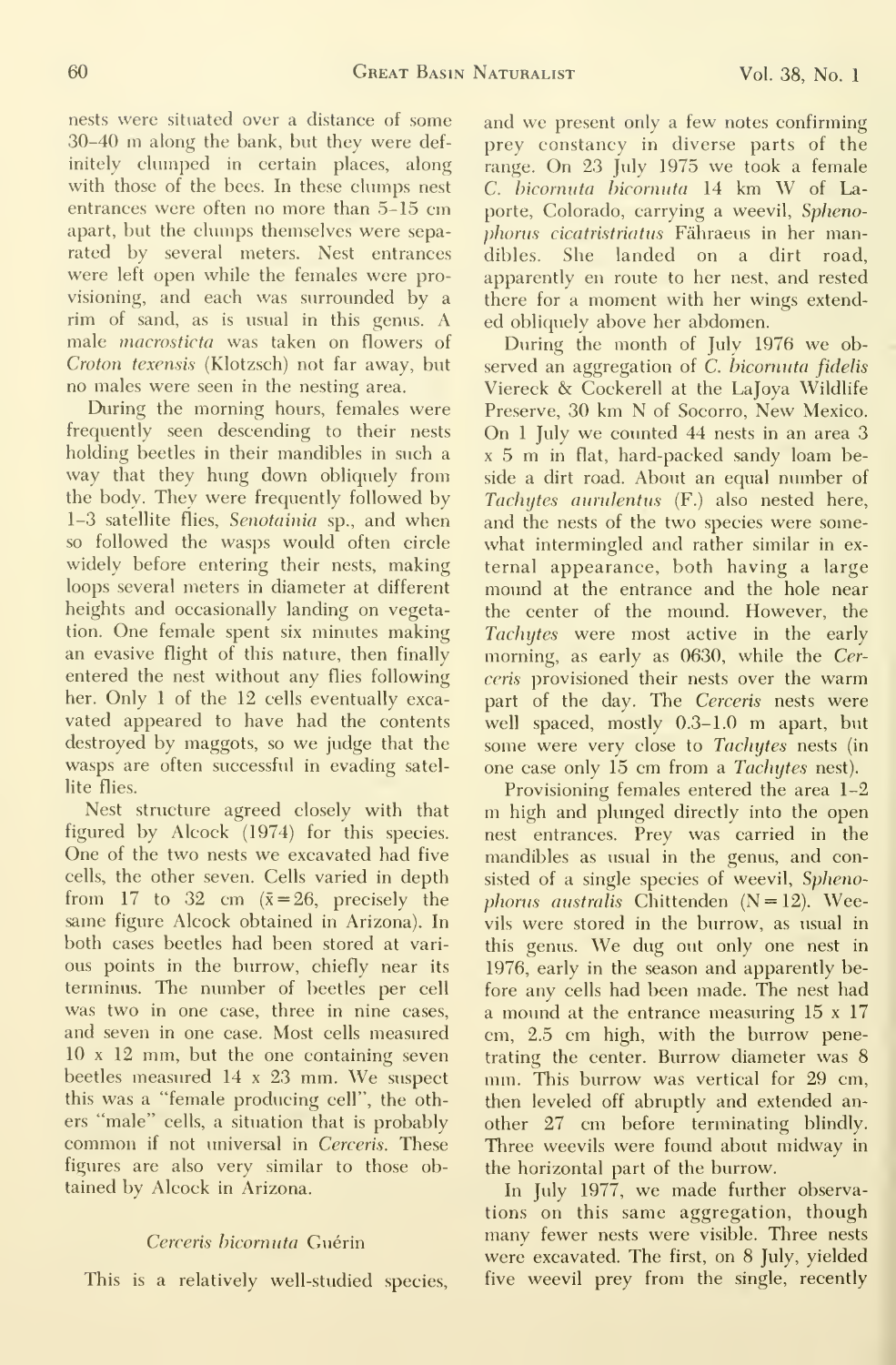nests were situated over a distance of some 30–40 m along the bank, but they were definitely clumped in certain places, along with those of the bees. In these clumps nest entrances were often no more than 5–15 cm apart, but the clumps themselves were separated by several meters. Nest entrances were left open while the females were provisioning, and each was surrounded by a rim of sand, as is usual in this genus. A male *macrosticta* was taken on flowers of *Croton texensis* (Klotzsch) not far away, but no males were seen in the nesting area.

During the morning hours, females were frequently seen descending to their nests holding beetles in their mandibles in such a way that they hung down obliquely from the body. They were frequently followed by 1–3 satellite flies, *Senotainia* sp., and when so followed the wasps would often circle widely before entering their nests, making loops several meters in diameter at different heights and occasionally landing on vegetation. One female spent six minutes making an evasive flight of this nature, then finally entered the nest without any flies following her. Only 1 of the 12 cells eventually excavated appeared to have had the contents destroyed by maggots, so we judge that the wasps are often successful in evading satellite flies.

Nest structure agreed closely with that figured by Alcock (1974) for this species. One of the two nests we excavated had five cells, the other seven. Cells varied in depth from 17 to 32 cm ($\bar{x} = 26$, precisely the same figure Alcock obtained in Arizona). In both cases beetles had been stored at various points in the burrow, chiefly near its terminus. The number of beetles per cell was two in one case, three in nine cases, and seven in one case. Most cells measured 10 x 12 mm, but the one containing seven beetles measured 14 x 23 mm. We suspect this was a "female producing cell", the others "male" cells, a situation that is probably common if not universal in *Cerceris*. These figures are also very similar to those obtained by Alcock in Arizona.

### *Cerceris bicornuta* Guérin

This is a relatively well-studied species, and we present only a few notes confirming prey constancy in diverse parts of the range. On 23 July 1975 we took a female *C. bicornuta bicornuta* 14 km W of Laporte, Colorado, carrying a weevil, *Sphenophorus cicatristriatus* Fähraeus in her mandibles. She landed on a dirt road, apparently en route to her nest, and rested there for a moment with her wings extended obliquely above her abdomen.

During the month of July 1976 we observed an aggregation of *C. bicornuta fidelis* Viereck & Cockerell at the LaJoya Wildlife Preserve, 30 km N of Socorro, New Mexico. On 1 July we counted 44 nests in an area 3 x 5 m in flat, hard-packed sandy loam beside a dirt road. About an equal number of *Tachytes aurulentus* (F.) also nested here, and the nests of the two species were somewhat intermingled and rather similar in external appearance, both having a large mound at the entrance and the hole near the center of the mound. However, the *Tachytes* were most active in the early morning, as early as 0630, while the *Cerceris* provisioned their nests over the warm part of the day. The *Cerceris* nests were well spaced, mostly 0.3–1.0 m apart, but some were very close to *Tachytes* nests (in one case only 15 cm from a *Tachytes* nest).

Provisioning females entered the area 1–2 m high and plunged directly into the open nest entrances. Prey was carried in the mandibles as usual in the genus, and consisted of a single species of weevil, *Sphenophorus australis* Chittenden ($N = 12$). Weevils were stored in the burrow, as usual in this genus. We dug out only one nest in 1976, early in the season and apparently before any cells had been made. The nest had a mound at the entrance measuring 15 x 17 cm, 2.5 cm high, with the burrow penetrating the center. Burrow diameter was 8 mm. This burrow was vertical for 29 cm, then leveled off abruptly and extended another 27 cm before terminating blindly. Three weevils were found about midway in the horizontal part of the burrow.

In July 1977, we made further observations on this same aggregation, though many fewer nests were visible. Three nests were excavated. The first, on 8 July, yielded five weevil prey from the single, recently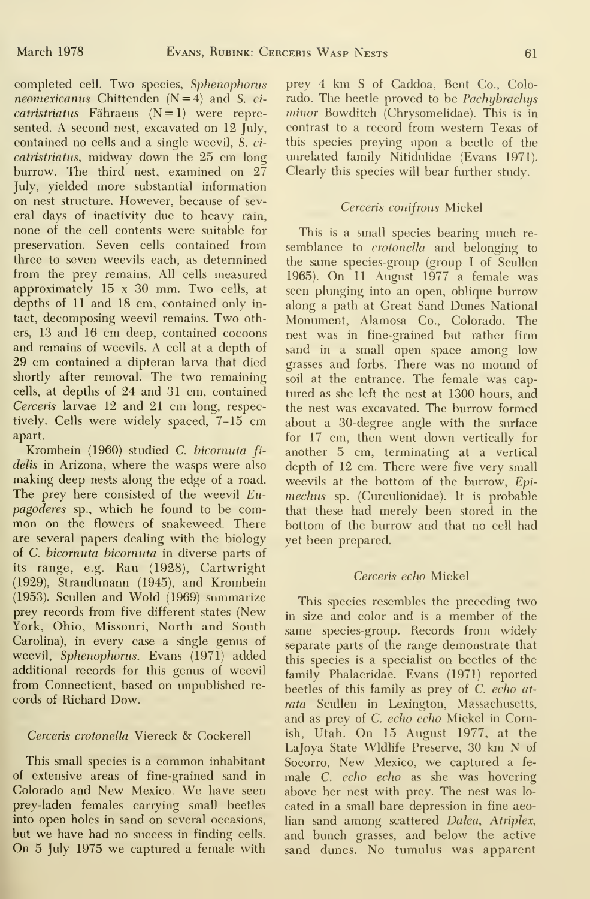completed cell. Two species, *Sphenophorus neomexicanus* Chittenden (N = 4) and *S. cicatristriatus* Fåhraeus (N = 1) were represented. A second nest, excavated on 12 July, contained no cells and a single weevil, *S. cicatristriatus*, midway down the 25 cm long burrow. The third nest, examined on 27 July, yielded more substantial information on nest structure. However, because of several days of inactivity due to heavy rain, none of the cell contents were suitable for preservation. Seven cells contained from three to seven weevils each, as determined from the prey remains. All cells measured approximately 15 x 30 mm. Two cells, at depths of 11 and 18 cm, contained only intact, decomposing weevil remains. Two others, 13 and 16 cm deep, contained cocoons and remains of weevils. A cell at a depth of 29 cm contained a dipteran larva that died shortly after removal. The two remaining cells, at depths of 24 and 31 cm, contained *Cerceris* larvae 12 and 21 cm long, respectively. Cells were widely spaced, 7–15 cm apart.

Krombein (1960) studied *C. bicornuta fidelis* in Arizona, where the wasps were also making deep nests along the edge of a road. The prey here consisted of the weevil *Eupagoderes* sp., which he found to be common on the flowers of snakeweed. There are several papers dealing with the biology of *C. bicornuta bicornuta* in diverse parts of its range, e.g. Rau (1928), Cartwright (1929), Strandtmann (1945), and Krombein (1953). Scullen and Wold (1969) summarize prey records from five different states (New York, Ohio, Missouri, North and South Carolina), in every case a single genus of weevil, *Sphenophorus*. Evans (1971) added additional records for this genus of weevil from Connecticut, based on unpublished records of Richard Dow.

### *Cerceris crotonella* Viereck & Cockerell

This small species is a common inhabitant of extensive areas of fine-grained sand in Colorado and New Mexico. We have seen prey-laden females carrying small beetles into open holes in sand on several occasions, but we have had no success in finding cells. On 5 July 1975 we captured a female with prey 4 km S of Caddoa, Bent Co., Colorado. The beetle proved to be *Pachybrachys minor* Bowditch (Chrysomelidae). This is in contrast to a record from western Texas of this species preying upon a beetle of the unrelated family Nitidulidae (Evans 1971). Clearly this species will bear further study.

### *Cerceris conifrons* Mickel

This is a small species bearing much resemblance to *crotonella* and belonging to the same species-group (group I of Scullen 1965). On 11 August 1977 a female was seen plunging into an open, oblique burrow along a path at Great Sand Dunes National Monument, Alamosa Co., Colorado. The nest was in fine-grained but rather firm sand in a small open space among low grasses and forbs. There was no mound of soil at the entrance. The female was captured as she left the nest at 1300 hours, and the nest was excavated. The burrow formed about a 30-degree angle with the surface for 17 cm, then went down vertically for another 5 cm, terminating at a vertical depth of 12 cm. There were five very small weevils at the bottom of the burrow, *Epimechus* sp. (Curculionidae). It is probable that these had merely been stored in the bottom of the burrow and that no cell had yet been prepared.

### *Cerceris echo* Mickel

This species resembles the preceding two in size and color and is a member of the same species-group. Records from widely separate parts of the range demonstrate that this species is a specialist on beetles of the family Phalacridae. Evans (1971) reported beetles of this family as prey of *C. echo atrata* Scullen in Lexington, Massachusetts, and as prey of *C. echo echo* Mickel in Cornish, Utah. On 15 August 1977, at the LaJoya State Wldlife Preserve, 30 km N of Socorro, New Mexico, we captured a female *C. echo echo* as she was hovering above her nest with prey. The nest was located in a small bare depression in fine aeolian sand among scattered *Dalea*, *Atriplex*, and bunch grasses, and below the active sand dunes. No tumulus was apparent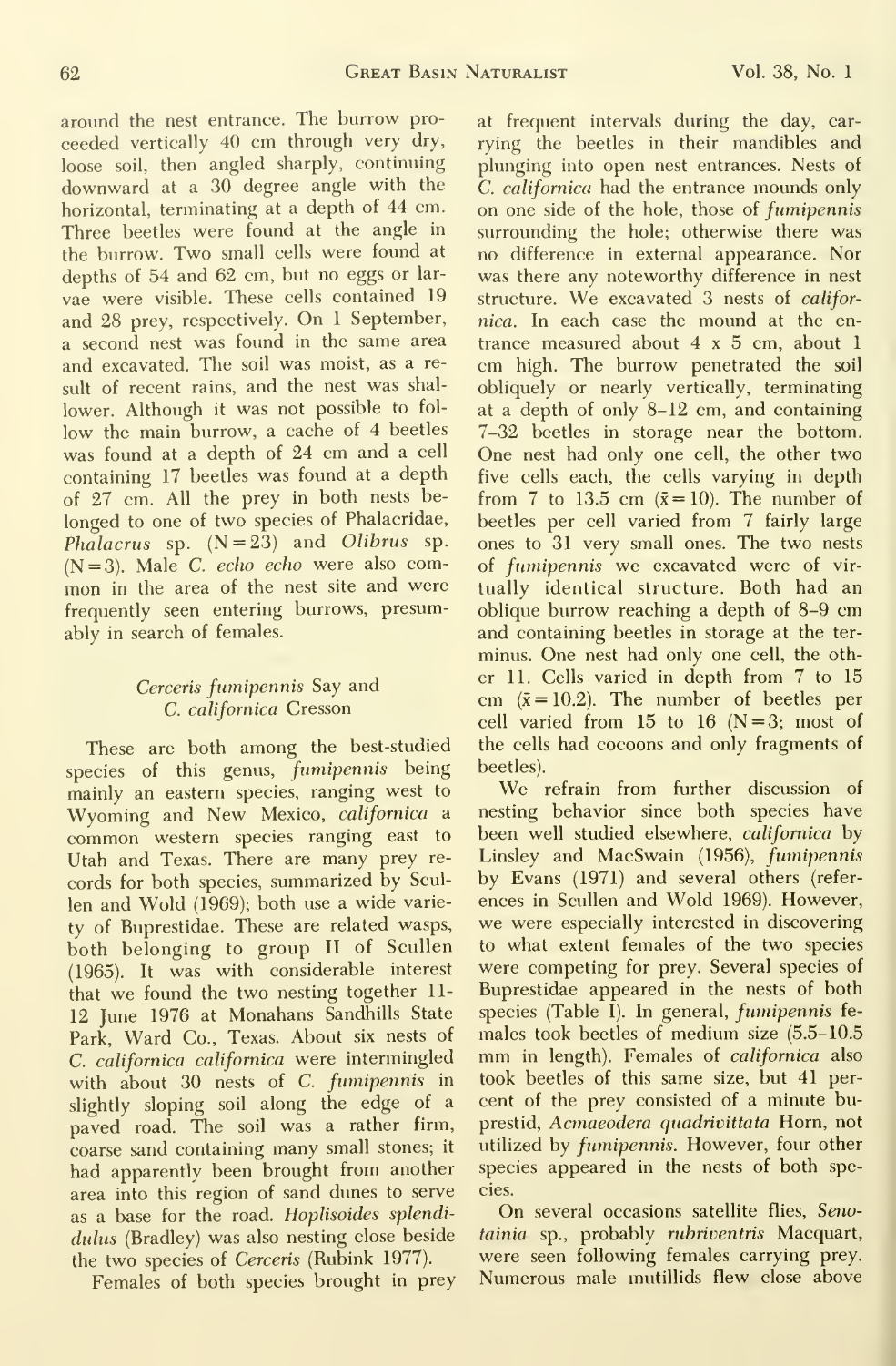around the nest entrance. The burrow proceeded vertically 40 cm through very dry, loose soil, then angled sharply, continuing downward at a 30 degree angle with the horizontal, terminating at a depth of 44 cm. Three beetles were found at the angle in the burrow. Two small cells were found at depths of 54 and 62 cm, but no eggs or larvae were visible. These cells contained 19 and 28 prey, respectively. On 1 September, a second nest was found in the same area and excavated. The soil was moist, as a result of recent rains, and the nest was shallower. Although it was not possible to follow the main burrow, a cache of 4 beetles was found at a depth of 24 cm and a cell containing 17 beetles was found at a depth of 27 cm. All the prey in both nests belonged to one of two species of Phalacridae, *Phalacrus* sp. (N=23) and *Olibrus* sp. (N=3). Male *C. echo echo* were also common in the area of the nest site and were frequently seen entering burrows, presumably in search of females.

### *Cerceris fumipennis* Say and *C. californica* Cresson

These are both among the best-studied species of this genus, *fumipennis* being mainly an eastern species, ranging west to Wyoming and New Mexico, *californica* a common western species ranging east to Utah and Texas. There are many prey records for both species, summarized by Scullen and Wold (1969); both use a wide variety of Buprestidae. These are related wasps, both belonging to group II of Scullen (1965). It was with considerable interest that we found the two nesting together 11-12 June 1976 at Monahans Sandhills State Park, Ward Co., Texas. About six nests of *C. californica californica* were intermingled with about 30 nests of *C. fumipennis* in slightly sloping soil along the edge of a paved road. The soil was a rather firm, coarse sand containing many small stones; it had apparently been brought from another area into this region of sand dunes to serve as a base for the road. *Hoplisoides splendidulus* (Bradley) was also nesting close beside the two species of *Cerceris* (Rubink 1977).

Females of both species brought in prey at frequent intervals during the day, carrying the beetles in their mandibles and plunging into open nest entrances. Nests of *C. californica* had the entrance mounds only on one side of the hole, those of *fumipennis* surrounding the hole; otherwise there was no difference in external appearance. Nor was there any noteworthy difference in nest structure. We excavated 3 nests of *californica*. In each case the mound at the entrance measured about 4 x 5 cm, about 1 cm high. The burrow penetrated the soil obliquely or nearly vertically, terminating at a depth of only 8–12 cm, and containing 7–32 beetles in storage near the bottom. One nest had only one cell, the other two five cells each, the cells varying in depth from 7 to 13.5 cm ($\bar{x}=10$). The number of beetles per cell varied from 7 fairly large ones to 31 very small ones. The two nests of *fumipennis* we excavated were of virtually identical structure. Both had an oblique burrow reaching a depth of 8–9 cm and containing beetles in storage at the terminus. One nest had only one cell, the other 11. Cells varied in depth from 7 to 15 cm ($\bar{x}=10.2$). The number of beetles per cell varied from 15 to 16 (N=3; most of the cells had cocoons and only fragments of beetles).

We refrain from further discussion of nesting behavior since both species have been well studied elsewhere, *californica* by Linsley and MacSwain (1956), *fumipennis* by Evans (1971) and several others (references in Scullen and Wold 1969). However, we were especially interested in discovering to what extent females of the two species were competing for prey. Several species of Buprestidae appeared in the nests of both species (Table 1). In general, *fumipennis* females took beetles of medium size (5.5–10.5 mm in length). Females of *californica* also took beetles of this same size, but 41 percent of the prey consisted of a minute buprestid, *Acmaeodera quadrivittata* Horn, not utilized by *fumipennis*. However, four other species appeared in the nests of both species.

On several occasions satellite flies, *Senotainia* sp., probably *rubriventris* Macquart, were seen following females carrying prey. Numerous male mutillids flew close above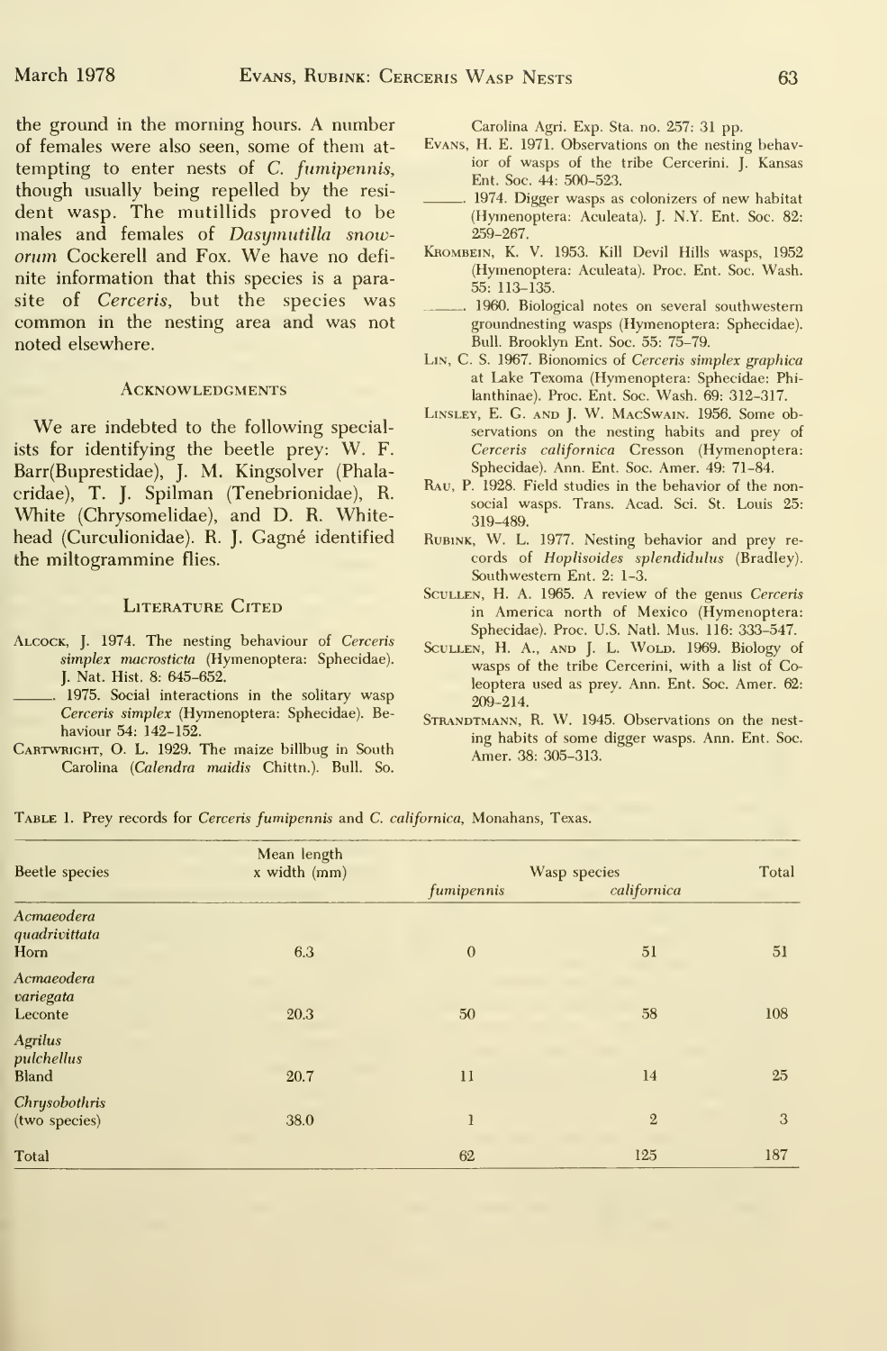the ground in the morning hours. A number of females were also seen, some of them attempting to enter nests of *C. fumipennis*, though usually being repelled by the resident wasp. The mutillids proved to be males and females of *Dasymutilla snoworum* Cockerell and Fox. We have no definite information that this species is a parasite of *Cerceris*, but the species was common in the nesting area and was not noted elsewhere.

## Acknowledgments

We are indebted to the following specialists for identifying the beetle prey: W. F. Barr(Buprestidae), J. M. Kingsolver (Phalacridae), T. J. Spilman (Tenebrionidae), R. White (Chrysomelidae), and D. R. Whitehead (Curculionidae). R. J. Gagné identified the miltogrammine flies.

## Literature Cited

Alcock, J. 1974. The nesting behaviour of *Cerceris simplex macrosticta* (Hymenoptera: Sphecidae). J. Nat. Hist. 8: 645–652.

_____. 1975. Social interactions in the solitary wasp *Cerceris simplex* (Hymenoptera: Sphecidae). Behaviour 54: 142–152.

Cartwright, O. L. 1929. The maize billbug in South Carolina (*Calendra maidis* Chittn.). Bull. So. Carolina Agri. Exp. Sta. no. 257: 31 pp.

Evans, H. E. 1971. Observations on the nesting behavior of wasps of the tribe Cercerini. J. Kansas Ent. Soc. 44: 500–523.

_____. 1974. Digger wasps as colonizers of new habitat (Hymenoptera: Aculeata). J. N.Y. Ent. Soc. 82: 259–267.

Krombein, K. V. 1953. Kill Devil Hills wasps, 1952 (Hymenoptera: Aculeata). Proc. Ent. Soc. Wash. 55: 113–135.

_____. 1960. Biological notes on several southwestern groundnesting wasps (Hymenoptera: Sphecidae). Bull. Brooklyn Ent. Soc. 55: 75–79.

Lin, C. S. 1967. Bionomics of *Cerceris simplex graphica* at Lake Texoma (Hymenoptera: Sphecidae: Philanthinae). Proc. Ent. Soc. Wash. 69: 312–317.

Linsley, E. G. and J. W. MacSwain. 1956. Some observations on the nesting habits and prey of *Cerceris californica* Cresson (Hymenoptera: Sphecidae). Ann. Ent. Soc. Amer. 49: 71–84.

Rau, P. 1928. Field studies in the behavior of the nonsocial wasps. Trans. Acad. Sci. St. Louis 25: 319–489.

Rubink, W. L. 1977. Nesting behavior and prey records of *Hoplisoides splendidulus* (Bradley). Southwestern Ent. 2: 1–3.

Scullen, H. A. 1965. A review of the genus *Cerceris* in America north of Mexico (Hymenoptera: Sphecidae). Proc. U.S. Natl. Mus. 116: 333–547.

Scullen, H. A., and J. L. Wold. 1969. Biology of wasps of the tribe Cercerini, with a list of Coleoptera used as prey. Ann. Ent. Soc. Amer. 62: 209–214.

Strandtmann, R. W. 1945. Observations on the nesting habits of some digger wasps. Ann. Ent. Soc. Amer. 38: 305–313.

Table 1. Prey records for *Cerceris fumipennis* and *C. californica*, Monahans, Texas.

| Beetle species | Mean length x width (mm) | Wasp species | | Total |
|---|---|---|---|---|
| | | *fumipennis* | *californica* | |
| *Acmaeodera quadrivittata* Horn | 6.3 | 0 | 51 | 51 |
| *Acmaeodera variegata* Leconte | 20.3 | 50 | 58 | 108 |
| *Agrilus pulchellus* Bland | 20.7 | 11 | 14 | 25 |
| *Chrysobothris* (two species) | 38.0 | 1 | 2 | 3 |
| Total | | 62 | 125 | 187 |